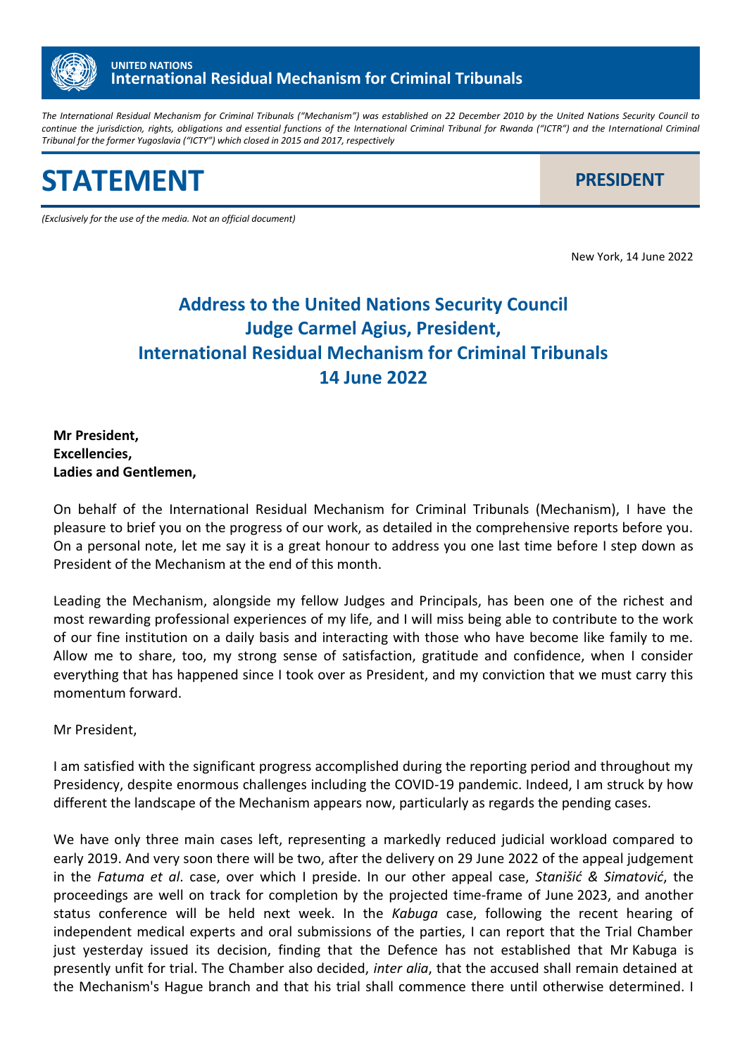**UNITED NATIONS**
**International Residual Mechanism for Criminal Tribunals**

*The International Residual Mechanism for Criminal Tribunals ("Mechanism") was established on 22 December 2010 by the United Nations Security Council to continue the jurisdiction, rights, obligations and essential functions of the International Criminal Tribunal for Rwanda ("ICTR") and the International Criminal Tribunal for the former Yugoslavia ("ICTY") which closed in 2015 and 2017, respectively*

# STATEMENT

**PRESIDENT**

*(Exclusively for the use of the media. Not an official document)*

New York, 14 June 2022

## Address to the United Nations Security Council
## Judge Carmel Agius, President,
## International Residual Mechanism for Criminal Tribunals
## 14 June 2022

**Mr President,**
**Excellencies,**
**Ladies and Gentlemen,**

On behalf of the International Residual Mechanism for Criminal Tribunals (Mechanism), I have the pleasure to brief you on the progress of our work, as detailed in the comprehensive reports before you. On a personal note, let me say it is a great honour to address you one last time before I step down as President of the Mechanism at the end of this month.

Leading the Mechanism, alongside my fellow Judges and Principals, has been one of the richest and most rewarding professional experiences of my life, and I will miss being able to contribute to the work of our fine institution on a daily basis and interacting with those who have become like family to me. Allow me to share, too, my strong sense of satisfaction, gratitude and confidence, when I consider everything that has happened since I took over as President, and my conviction that we must carry this momentum forward.

Mr President,

I am satisfied with the significant progress accomplished during the reporting period and throughout my Presidency, despite enormous challenges including the COVID-19 pandemic. Indeed, I am struck by how different the landscape of the Mechanism appears now, particularly as regards the pending cases.

We have only three main cases left, representing a markedly reduced judicial workload compared to early 2019. And very soon there will be two, after the delivery on 29 June 2022 of the appeal judgement in the *Fatuma et al*. case, over which I preside. In our other appeal case, *Stanišić & Simatović*, the proceedings are well on track for completion by the projected time-frame of June 2023, and another status conference will be held next week. In the *Kabuga* case, following the recent hearing of independent medical experts and oral submissions of the parties, I can report that the Trial Chamber just yesterday issued its decision, finding that the Defence has not established that Mr Kabuga is presently unfit for trial. The Chamber also decided, *inter alia*, that the accused shall remain detained at the Mechanism's Hague branch and that his trial shall commence there until otherwise determined. I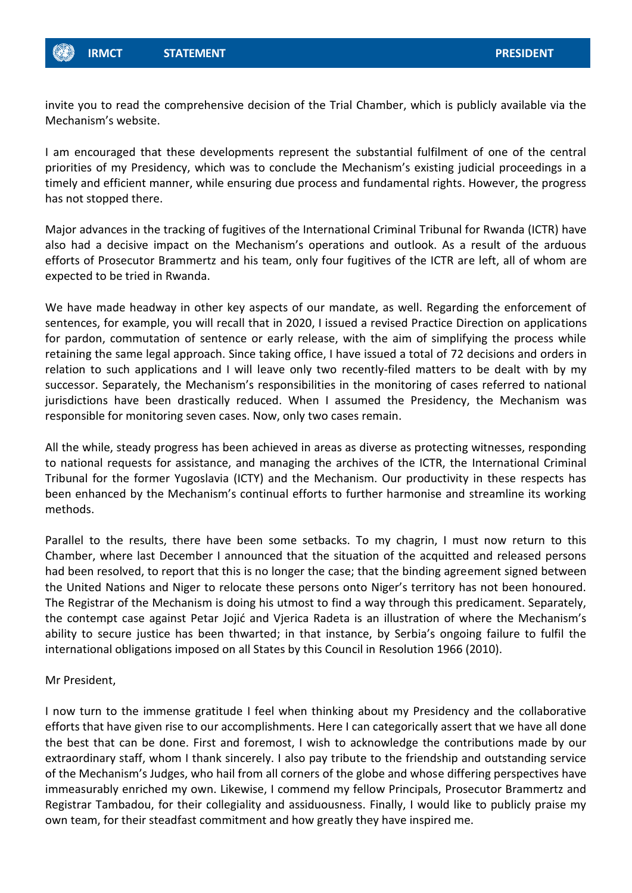invite you to read the comprehensive decision of the Trial Chamber, which is publicly available via the Mechanism's website.

I am encouraged that these developments represent the substantial fulfilment of one of the central priorities of my Presidency, which was to conclude the Mechanism's existing judicial proceedings in a timely and efficient manner, while ensuring due process and fundamental rights. However, the progress has not stopped there.

Major advances in the tracking of fugitives of the International Criminal Tribunal for Rwanda (ICTR) have also had a decisive impact on the Mechanism's operations and outlook. As a result of the arduous efforts of Prosecutor Brammertz and his team, only four fugitives of the ICTR are left, all of whom are expected to be tried in Rwanda.

We have made headway in other key aspects of our mandate, as well. Regarding the enforcement of sentences, for example, you will recall that in 2020, I issued a revised Practice Direction on applications for pardon, commutation of sentence or early release, with the aim of simplifying the process while retaining the same legal approach. Since taking office, I have issued a total of 72 decisions and orders in relation to such applications and I will leave only two recently-filed matters to be dealt with by my successor. Separately, the Mechanism's responsibilities in the monitoring of cases referred to national jurisdictions have been drastically reduced. When I assumed the Presidency, the Mechanism was responsible for monitoring seven cases. Now, only two cases remain.

All the while, steady progress has been achieved in areas as diverse as protecting witnesses, responding to national requests for assistance, and managing the archives of the ICTR, the International Criminal Tribunal for the former Yugoslavia (ICTY) and the Mechanism. Our productivity in these respects has been enhanced by the Mechanism's continual efforts to further harmonise and streamline its working methods.

Parallel to the results, there have been some setbacks. To my chagrin, I must now return to this Chamber, where last December I announced that the situation of the acquitted and released persons had been resolved, to report that this is no longer the case; that the binding agreement signed between the United Nations and Niger to relocate these persons onto Niger's territory has not been honoured. The Registrar of the Mechanism is doing his utmost to find a way through this predicament. Separately, the contempt case against Petar Jojić and Vjerica Radeta is an illustration of where the Mechanism's ability to secure justice has been thwarted; in that instance, by Serbia's ongoing failure to fulfil the international obligations imposed on all States by this Council in Resolution 1966 (2010).

Mr President,

I now turn to the immense gratitude I feel when thinking about my Presidency and the collaborative efforts that have given rise to our accomplishments. Here I can categorically assert that we have all done the best that can be done. First and foremost, I wish to acknowledge the contributions made by our extraordinary staff, whom I thank sincerely. I also pay tribute to the friendship and outstanding service of the Mechanism's Judges, who hail from all corners of the globe and whose differing perspectives have immeasurably enriched my own. Likewise, I commend my fellow Principals, Prosecutor Brammertz and Registrar Tambadou, for their collegiality and assiduousness. Finally, I would like to publicly praise my own team, for their steadfast commitment and how greatly they have inspired me.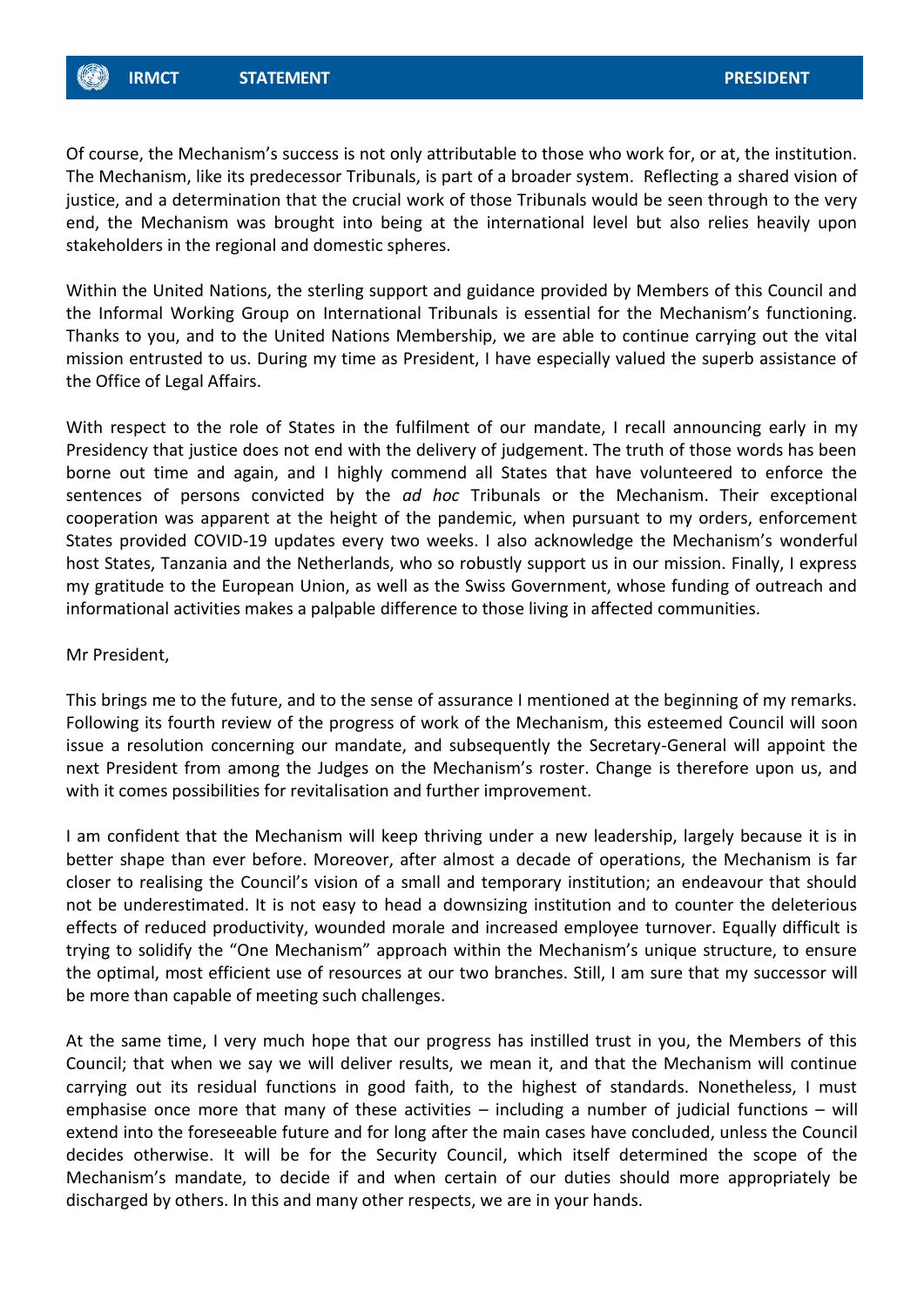Of course, the Mechanism's success is not only attributable to those who work for, or at, the institution. The Mechanism, like its predecessor Tribunals, is part of a broader system. Reflecting a shared vision of justice, and a determination that the crucial work of those Tribunals would be seen through to the very end, the Mechanism was brought into being at the international level but also relies heavily upon stakeholders in the regional and domestic spheres.

Within the United Nations, the sterling support and guidance provided by Members of this Council and the Informal Working Group on International Tribunals is essential for the Mechanism's functioning. Thanks to you, and to the United Nations Membership, we are able to continue carrying out the vital mission entrusted to us. During my time as President, I have especially valued the superb assistance of the Office of Legal Affairs.

With respect to the role of States in the fulfilment of our mandate, I recall announcing early in my Presidency that justice does not end with the delivery of judgement. The truth of those words has been borne out time and again, and I highly commend all States that have volunteered to enforce the sentences of persons convicted by the *ad hoc* Tribunals or the Mechanism. Their exceptional cooperation was apparent at the height of the pandemic, when pursuant to my orders, enforcement States provided COVID-19 updates every two weeks. I also acknowledge the Mechanism's wonderful host States, Tanzania and the Netherlands, who so robustly support us in our mission. Finally, I express my gratitude to the European Union, as well as the Swiss Government, whose funding of outreach and informational activities makes a palpable difference to those living in affected communities.

Mr President,

This brings me to the future, and to the sense of assurance I mentioned at the beginning of my remarks. Following its fourth review of the progress of work of the Mechanism, this esteemed Council will soon issue a resolution concerning our mandate, and subsequently the Secretary-General will appoint the next President from among the Judges on the Mechanism's roster. Change is therefore upon us, and with it comes possibilities for revitalisation and further improvement.

I am confident that the Mechanism will keep thriving under a new leadership, largely because it is in better shape than ever before. Moreover, after almost a decade of operations, the Mechanism is far closer to realising the Council's vision of a small and temporary institution; an endeavour that should not be underestimated. It is not easy to head a downsizing institution and to counter the deleterious effects of reduced productivity, wounded morale and increased employee turnover. Equally difficult is trying to solidify the "One Mechanism" approach within the Mechanism's unique structure, to ensure the optimal, most efficient use of resources at our two branches. Still, I am sure that my successor will be more than capable of meeting such challenges.

At the same time, I very much hope that our progress has instilled trust in you, the Members of this Council; that when we say we will deliver results, we mean it, and that the Mechanism will continue carrying out its residual functions in good faith, to the highest of standards. Nonetheless, I must emphasise once more that many of these activities – including a number of judicial functions – will extend into the foreseeable future and for long after the main cases have concluded, unless the Council decides otherwise. It will be for the Security Council, which itself determined the scope of the Mechanism's mandate, to decide if and when certain of our duties should more appropriately be discharged by others. In this and many other respects, we are in your hands.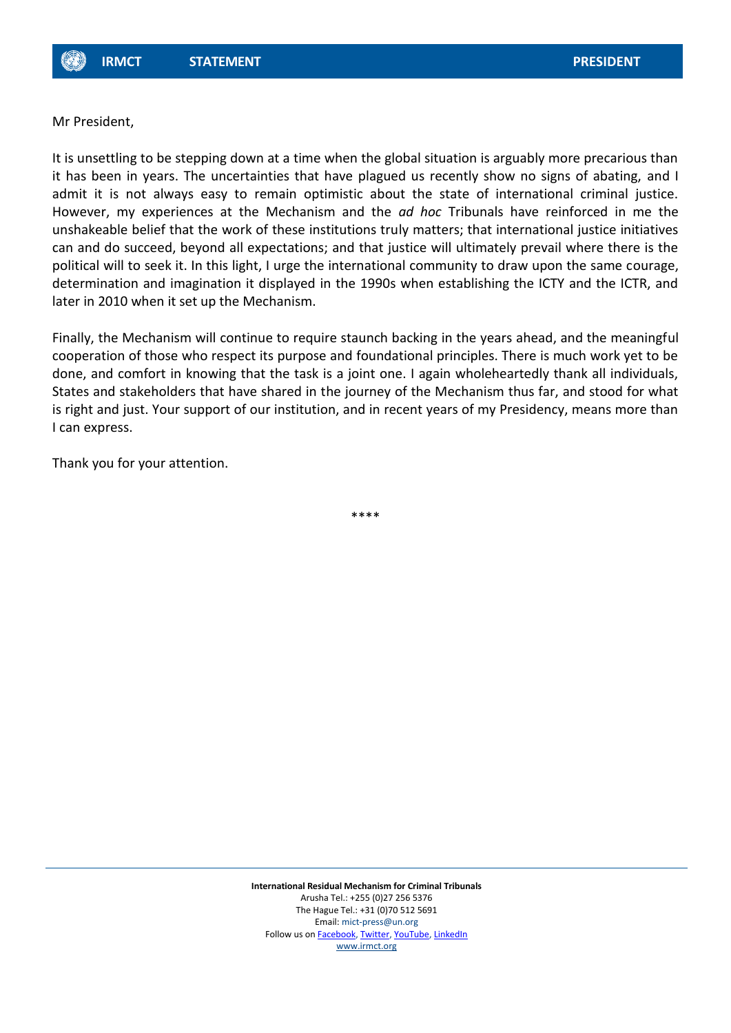Mr President,

It is unsettling to be stepping down at a time when the global situation is arguably more precarious than it has been in years. The uncertainties that have plagued us recently show no signs of abating, and I admit it is not always easy to remain optimistic about the state of international criminal justice. However, my experiences at the Mechanism and the *ad hoc* Tribunals have reinforced in me the unshakeable belief that the work of these institutions truly matters; that international justice initiatives can and do succeed, beyond all expectations; and that justice will ultimately prevail where there is the political will to seek it. In this light, I urge the international community to draw upon the same courage, determination and imagination it displayed in the 1990s when establishing the ICTY and the ICTR, and later in 2010 when it set up the Mechanism.

Finally, the Mechanism will continue to require staunch backing in the years ahead, and the meaningful cooperation of those who respect its purpose and foundational principles. There is much work yet to be done, and comfort in knowing that the task is a joint one. I again wholeheartedly thank all individuals, States and stakeholders that have shared in the journey of the Mechanism thus far, and stood for what is right and just. Your support of our institution, and in recent years of my Presidency, means more than I can express.

Thank you for your attention.

****